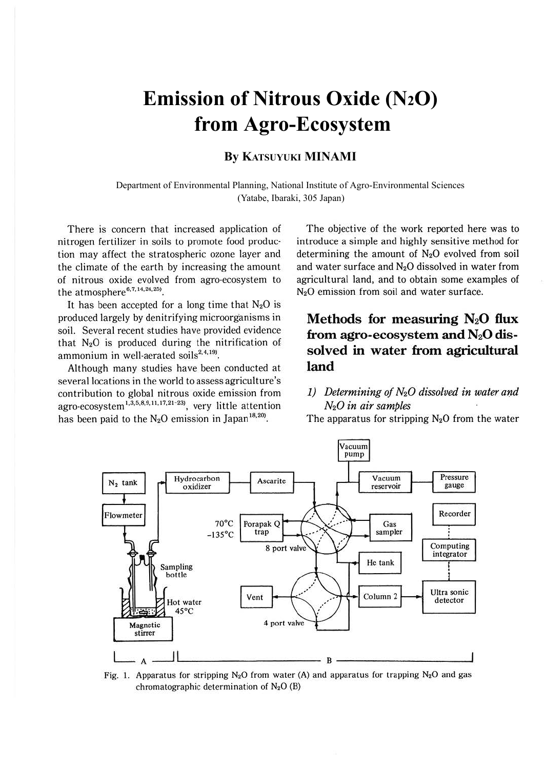# Emission of Nitrous Oxide ($N_2O$) from Agro-Ecosystem

**By KATSUYUKI MINAMI**

Department of Environmental Planning, National Institute of Agro-Environmental Sciences (Yatabe, Ibaraki, 305 Japan)

There is concern that increased application of nitrogen fertilizer in soils to promote food production may affect the stratospheric ozone layer and the climate of the earth by increasing the amount of nitrous oxide evolved from agro-ecosystem to the atmosphere[6,7,14,24,25].

It has been accepted for a long time that $N_2O$ is produced largely by denitrifying microorganisms in soil. Several recent studies have provided evidence that $N_2O$ is produced during the nitrification of ammonium in well-aerated soils[2,4,19].

Although many studies have been conducted at several locations in the world to assess agriculture's contribution to global nitrous oxide emission from agro-ecosystem[1,3,5,8,9,11,17,21-23], very little attention has been paid to the $N_2O$ emission in Japan[18,20].

The objective of the work reported here was to introduce a simple and highly sensitive method for determining the amount of $N_2O$ evolved from soil and water surface and $N_2O$ dissolved in water from agricultural land, and to obtain some examples of $N_2O$ emission from soil and water surface.

## Methods for measuring $N_2O$ flux from agro-ecosystem and $N_2O$ dissolved in water from agricultural land

### *1) Determining of $N_2O$ dissolved in water and $N_2O$ in air samples*

The apparatus for stripping $N_2O$ from the water

Fig. 1. Apparatus for stripping $N_2O$ from water (A) and apparatus for trapping $N_2O$ and gas chromatographic determination of $N_2O$ (B)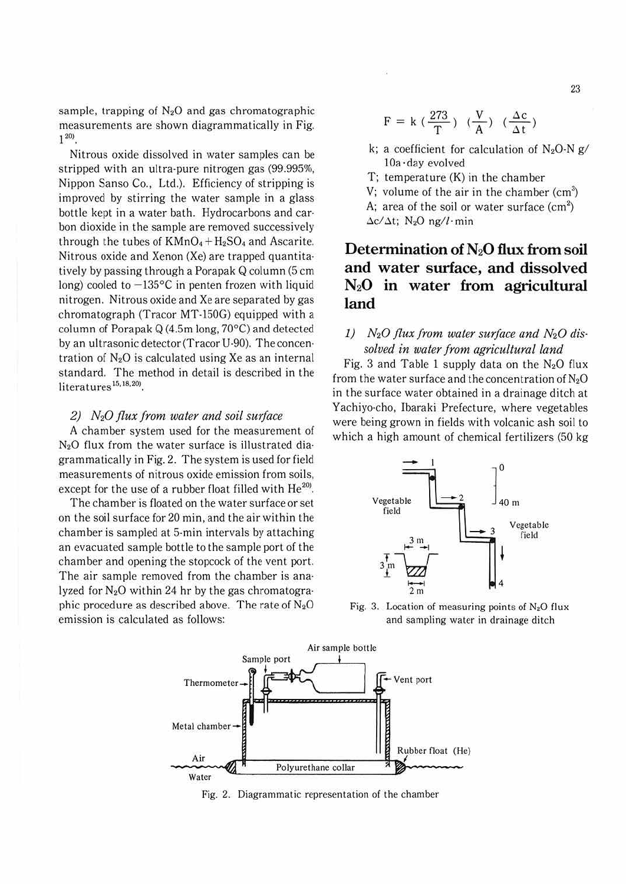sample, trapping of $N_2O$ and gas chromatographic measurements are shown diagrammatically in Fig. 1[20].

Nitrous oxide dissolved in water samples can be stripped with an ultra-pure nitrogen gas (99.995%, Nippon Sanso Co., Ltd.). Efficiency of stripping is improved by stirring the water sample in a glass bottle kept in a water bath. Hydrocarbons and carbon dioxide in the sample are removed successively through the tubes of $KMnO_4 + H_2SO_4$ and Ascarite. Nitrous oxide and Xenon (Xe) are trapped quantitatively by passing through a Porapak Q column (5 cm long) cooled to $-135°C$ in penten frozen with liquid nitrogen. Nitrous oxide and Xe are separated by gas chromatograph (Tracor MT-150G) equipped with a column of Porapak Q (4.5m long, 70°C) and detected by an ultrasonic detector (Tracor U-90). The concentration of $N_2O$ is calculated using Xe as an internal standard. The method in detail is described in the literatures[15,18,20].

### 2) $N_2O$ flux from water and soil surface

A chamber system used for the measurement of $N_2O$ flux from the water surface is illustrated diagrammatically in Fig. 2. The system is used for field measurements of nitrous oxide emission from soils, except for the use of a rubber float filled with He[20].

The chamber is floated on the water surface or set on the soil surface for 20 min, and the air within the chamber is sampled at 5-min intervals by attaching an evacuated sample bottle to the sample port of the chamber and opening the stopcock of the vent port. The air sample removed from the chamber is analyzed for $N_2O$ within 24 hr by the gas chromatographic procedure as described above. The rate of $N_2O$ emission is calculated as follows:

$$F = k \left(\frac{273}{T}\right) \left(\frac{V}{A}\right) \left(\frac{\Delta c}{\Delta t}\right)$$

k; a coefficient for calculation of $N_2O$-N g/10a·day evolved
T; temperature (K) in the chamber
V; volume of the air in the chamber ($cm^3$)
A; area of the soil or water surface ($cm^2$)
$\Delta c/\Delta t$; $N_2O$ ng/$l$·min

Fig. 2. Diagrammatic representation of the chamber

## Determination of $N_2O$ flux from soil and water surface, and dissolved $N_2O$ in water from agricultural land

### 1) $N_2O$ flux from water surface and $N_2O$ dissolved in water from agricultural land

Fig. 3 and Table 1 supply data on the $N_2O$ flux from the water surface and the concentration of $N_2O$ in the surface water obtained in a drainage ditch at Yachiyo-cho, Ibaraki Prefecture, where vegetables were being grown in fields with volcanic ash soil to which a high amount of chemical fertilizers (50 kg

Fig. 3. Location of measuring points of $N_2O$ flux and sampling water in drainage ditch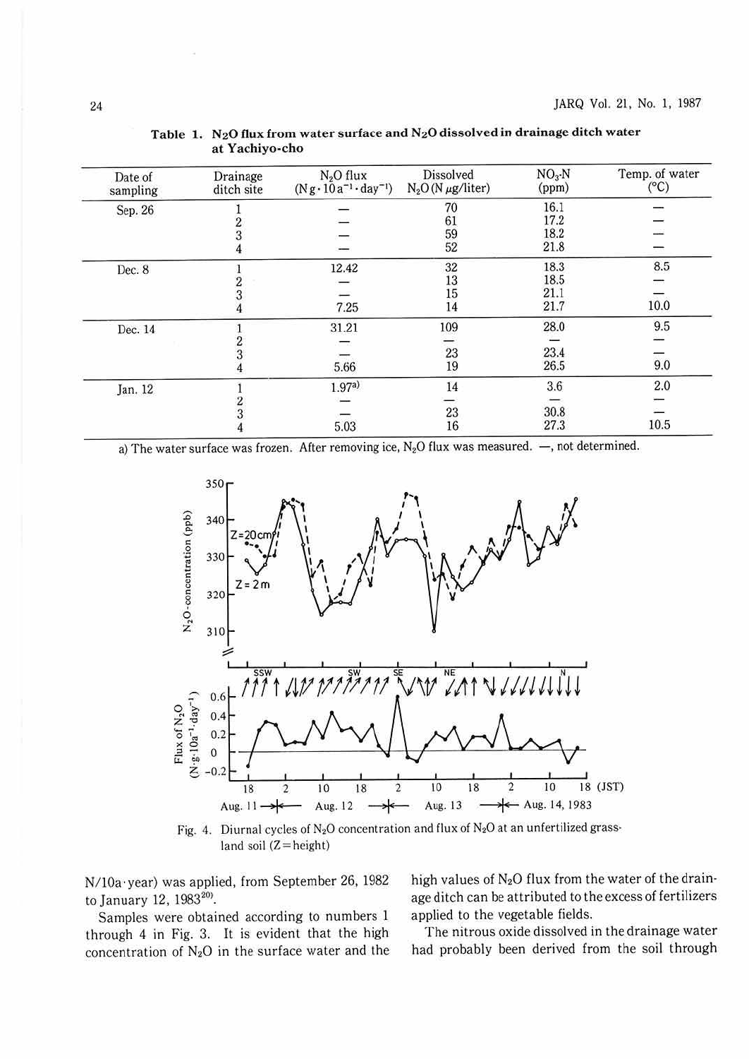**Table 1. $N_2O$ flux from water surface and $N_2O$ dissolved in drainage ditch water at Yachiyo-cho**

| Date of sampling | Drainage ditch site | $N_2O$ flux ($N g \cdot 10 a^{-1} \cdot day^{-1}$) | Dissolved $N_2O$ ($N \mu g$/liter) | $NO_3$-N (ppm) | Temp. of water (°C) |
|---|---|---|---|---|---|
| Sep. 26 | 1 | — | 70 | 16.1 | — |
| | 2 | — | 61 | 17.2 | — |
| | 3 | — | 59 | 18.2 | — |
| | 4 | — | 52 | 21.8 | — |
| Dec. 8 | 1 | 12.42 | 32 | 18.3 | 8.5 |
| | 2 | — | 13 | 18.5 | — |
| | 3 | — | 15 | 21.1 | — |
| | 4 | 7.25 | 14 | 21.7 | 10.0 |
| Dec. 14 | 1 | 31.21 | 109 | 28.0 | 9.5 |
| | 2 | — | — | — | — |
| | 3 | — | 23 | 23.4 | — |
| | 4 | 5.66 | 19 | 26.5 | 9.0 |
| Jan. 12 | 1 | 1.97[a] | 14 | 3.6 | 2.0 |
| | 2 | — | — | — | — |
| | 3 | — | 23 | 30.8 | — |
| | 4 | 5.03 | 16 | 27.3 | 10.5 |

a) The water surface was frozen. After removing ice, $N_2O$ flux was measured. —, not determined.

Fig. 4. Diurnal cycles of $N_2O$ concentration and flux of $N_2O$ at an unfertilized grassland soil (Z = height)

N/10a·year) was applied, from September 26, 1982 to January 12, 1983[20].

Samples were obtained according to numbers 1 through 4 in Fig. 3. It is evident that the high concentration of $N_2O$ in the surface water and the high values of $N_2O$ flux from the water of the drainage ditch can be attributed to the excess of fertilizers applied to the vegetable fields.

The nitrous oxide dissolved in the drainage water had probably been derived from the soil through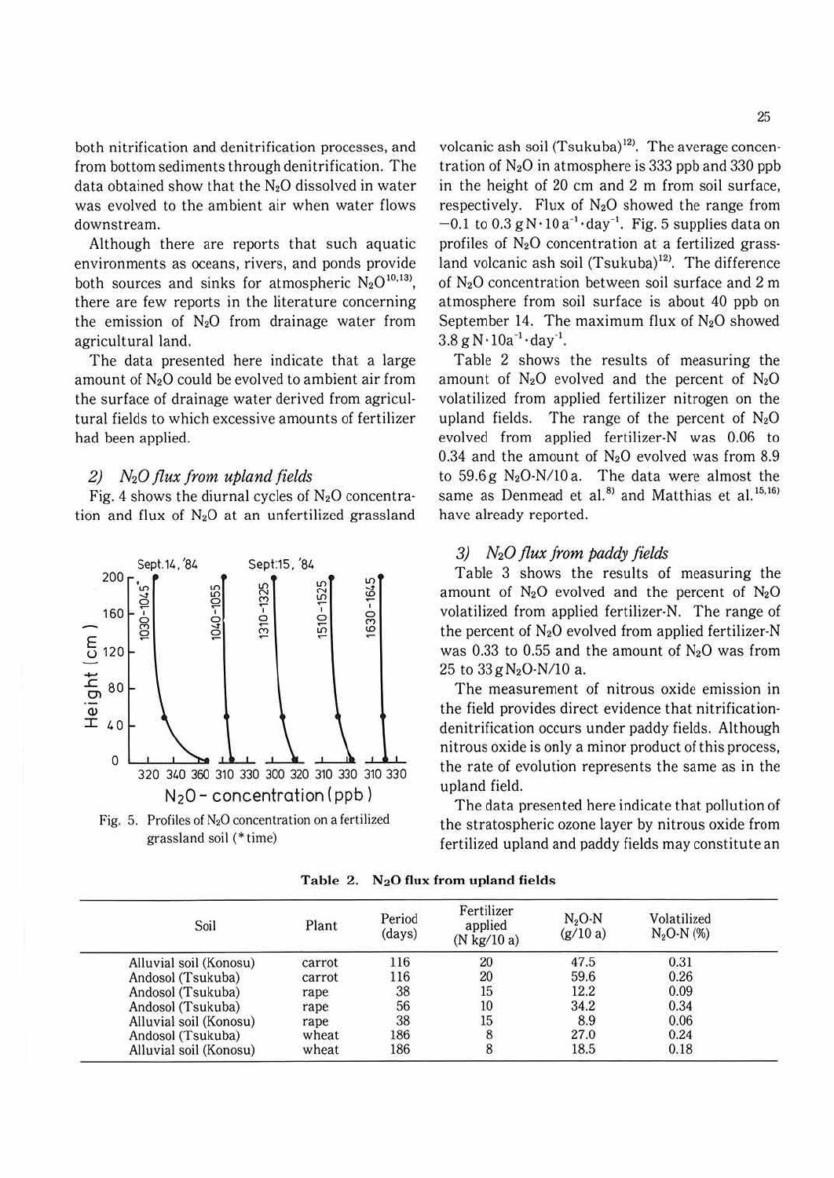both nitrification and denitrification processes, and from bottom sediments through denitrification. The data obtained show that the $N_2O$ dissolved in water was evolved to the ambient air when water flows downstream.

Although there are reports that such aquatic environments as oceans, rivers, and ponds provide both sources and sinks for atmospheric $N_2O$[10,13], there are few reports in the literature concerning the emission of $N_2O$ from drainage water from agricultural land.

The data presented here indicate that a large amount of $N_2O$ could be evolved to ambient air from the surface of drainage water derived from agricultural fields to which excessive amounts of fertilizer had been applied.

### 2) *$N_2O$ flux from upland fields*

Fig. 4 shows the diurnal cycles of $N_2O$ concentration and flux of $N_2O$ at an unfertilized grassland volcanic ash soil (Tsukuba)[12]. The average concentration of $N_2O$ in atmosphere is 333 ppb and 330 ppb in the height of 20 cm and 2 m from soil surface, respectively. Flux of $N_2O$ showed the range from $-0.1$ to $0.3\ gN \cdot 10a^{-1} \cdot day^{-1}$. Fig. 5 supplies data on profiles of $N_2O$ concentration at a fertilized grassland volcanic ash soil (Tsukuba)[12]. The difference of $N_2O$ concentration between soil surface and 2 m atmosphere from soil surface is about 40 ppb on September 14. The maximum flux of $N_2O$ showed $3.8\ g N \cdot 10a^{-1} \cdot day^{-1}$.

Fig. 5. Profiles of $N_2O$ concentration on a fertilized grassland soil (*time)

Table 2 shows the results of measuring the amount of $N_2O$ evolved and the percent of $N_2O$ volatilized from applied fertilizer nitrogen on the upland fields. The range of the percent of $N_2O$ evolved from applied fertilizer-N was 0.06 to 0.34 and the amount of $N_2O$ evolved was from 8.9 to 59.6 g $N_2O$-N/10 a. The data were almost the same as Denmead et al.[8] and Matthias et al.[15,16] have already reported.

### 3) *$N_2O$ flux from paddy fields*

Table 3 shows the results of measuring the amount of $N_2O$ evolved and the percent of $N_2O$ volatilized from applied fertilizer-N. The range of the percent of $N_2O$ evolved from applied fertilizer-N was 0.33 to 0.55 and the amount of $N_2O$ was from 25 to 33 g $N_2O$-N/10 a.

The measurement of nitrous oxide emission in the field provides direct evidence that nitrification-denitrification occurs under paddy fields. Although nitrous oxide is only a minor product of this process, the rate of evolution represents the same as in the upland field.

The data presented here indicate that pollution of the stratospheric ozone layer by nitrous oxide from fertilized upland and paddy fields may constitute an

**Table 2. $N_2O$ flux from upland fields**

| Soil | Plant | Period (days) | Fertilizer applied (N kg/10 a) | $N_2O$-N (g/10 a) | Volatilized $N_2O$-N (%) |
|---|---|---|---|---|---|
| Alluvial soil (Konosu) | carrot | 116 | 20 | 47.5 | 0.31 |
| Andosol (Tsukuba) | carrot | 116 | 20 | 59.6 | 0.26 |
| Andosol (Tsukuba) | rape | 38 | 15 | 12.2 | 0.09 |
| Andosol (Tsukuba) | rape | 56 | 10 | 34.2 | 0.34 |
| Alluvial soil (Konosu) | rape | 38 | 15 | 8.9 | 0.06 |
| Andosol (Tsukuba) | wheat | 186 | 8 | 27.0 | 0.24 |
| Alluvial soil (Konosu) | wheat | 186 | 8 | 18.5 | 0.18 |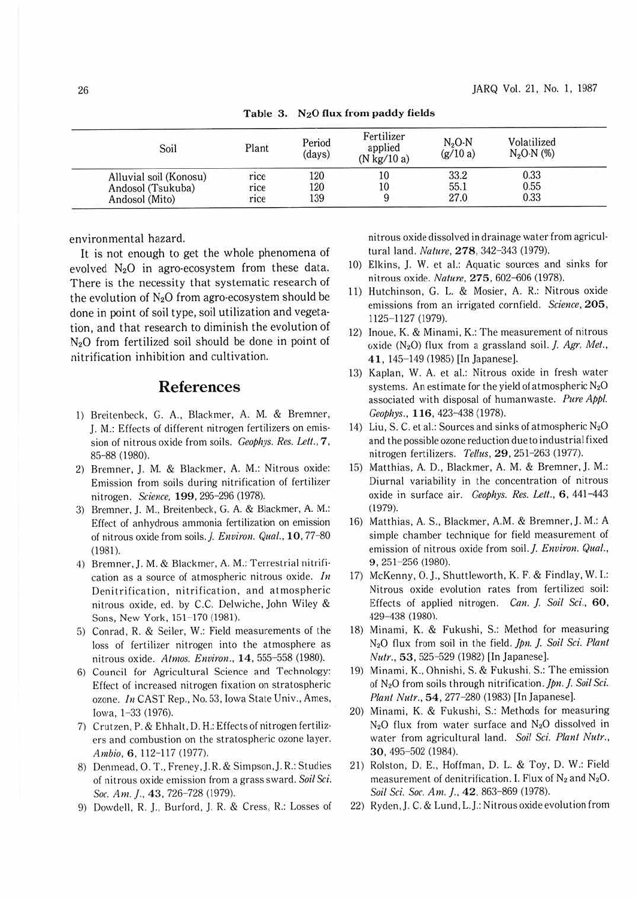Table 3. $N_2O$ flux from paddy fields

| Soil | Plant | Period (days) | Fertilizer applied (N kg/10 a) | $N_2O$-N (g/10 a) | Volatilized $N_2O$-N (%) |
|---|---|---|---|---|---|
| Alluvial soil (Konosu) | rice | 120 | 10 | 33.2 | 0.33 |
| Andosol (Tsukuba) | rice | 120 | 10 | 55.1 | 0.55 |
| Andosol (Mito) | rice | 139 | 9 | 27.0 | 0.33 |

environmental hazard.

It is not enough to get the whole phenomena of evolved $N_2O$ in agro-ecosystem from these data. There is the necessity that systematic research of the evolution of $N_2O$ from agro-ecosystem should be done in point of soil type, soil utilization and vegetation, and that research to diminish the evolution of $N_2O$ from fertilized soil should be done in point of nitrification inhibition and cultivation.

## References

1) Breitenbeck, G. A., Blackmer, A. M. & Bremner, J. M.: Effects of different nitrogen fertilizers on emission of nitrous oxide from soils. *Geophys. Res. Lett.*, **7**, 85–88 (1980).
2) Bremner, J. M. & Blackmer, A. M.: Nitrous oxide: Emission from soils during nitrification of fertilizer nitrogen. *Science*, **199**, 295–296 (1978).
3) Bremner, J. M., Breitenbeck, G. A. & Blackmer, A. M.: Effect of anhydrous ammonia fertilization on emission of nitrous oxide from soils. *J. Environ. Qual.*, **10**, 77–80 (1981).
4) Bremner, J. M. & Blackmer, A. M.: Terrestrial nitrification as a source of atmospheric nitrous oxide. *In* Denitrification, nitrification, and atmospheric nitrous oxide, ed. by C.C. Delwiche, John Wiley & Sons, New York, 151–170 (1981).
5) Conrad, R. & Seiler, W.: Field measurements of the loss of fertilizer nitrogen into the atmosphere as nitrous oxide. *Atmos. Environ.*, **14**, 555–558 (1980).
6) Council for Agricultural Science and Technology: Effect of increased nitrogen fixation on stratospheric ozone. *In* CAST Rep., No. 53, Iowa State Univ., Ames, Iowa, 1–33 (1976).
7) Crutzen, P. & Ehhalt, D. H.: Effects of nitrogen fertilizers and combustion on the stratospheric ozone layer. *Ambio*, **6**, 112–117 (1977).
8) Denmead, O. T., Freney, J. R. & Simpson, J. R.: Studies of nitrous oxide emission from a grass sward. *Soil Sci. Soc. Am. J.*, **43**, 726–728 (1979).
9) Dowdell, R. J., Burford, J. R. & Cress, R.: Losses of nitrous oxide dissolved in drainage water from agricultural land. *Nature*, **278**, 342–343 (1979).
10) Elkins, J. W. et al.: Aquatic sources and sinks for nitrous oxide. *Nature*, **275**, 602–606 (1978).
11) Hutchinson, G. L. & Mosier, A. R.: Nitrous oxide emissions from an irrigated cornfield. *Science*, **205**, 1125–1127 (1979).
12) Inoue, K. & Minami, K.: The measurement of nitrous oxide ($N_2O$) flux from a grassland soil. *J. Agr. Met.*, **41**, 145–149 (1985) [In Japanese].
13) Kaplan, W. A. et al.: Nitrous oxide in fresh water systems. An estimate for the yield of atmospheric $N_2O$ associated with disposal of humanwaste. *Pure Appl. Geophys.*, **116**, 423–438 (1978).
14) Liu, S. C. et al.: Sources and sinks of atmospheric $N_2O$ and the possible ozone reduction due to industrial fixed nitrogen fertilizers. *Tellus*, **29**, 251–263 (1977).
15) Matthias, A. D., Blackmer, A. M. & Bremner, J. M.: Diurnal variability in the concentration of nitrous oxide in surface air. *Geophys. Res. Lett.*, **6**, 441–443 (1979).
16) Matthias, A. S., Blackmer, A.M. & Bremner, J. M.: A simple chamber technique for field measurement of emission of nitrous oxide from soil. *J. Environ. Qual.*, **9**, 251–256 (1980).
17) McKenny, O. J., Shuttleworth, K. F. & Findlay, W. I.: Nitrous oxide evolution rates from fertilized soil: Effects of applied nitrogen. *Can. J. Soil Sci.*, **60**, 429–438 (1980).
18) Minami, K. & Fukushi, S.: Method for measuring $N_2O$ flux from soil in the field. *Jpn. J. Soil Sci. Plant Nutr.*, **53**, 525–529 (1982) [In Japanese].
19) Minami, K., Ohnishi, S. & Fukushi, S.: The emission of $N_2O$ from soils through nitrification. *Jpn. J. Soil Sci. Plant Nutr.*, **54**, 277–280 (1983) [In Japanese].
20) Minami, K. & Fukushi, S.: Methods for measuring $N_2O$ flux from water surface and $N_2O$ dissolved in water from agricultural land. *Soil Sci. Plant Nutr.*, **30**, 495–502 (1984).
21) Rolston, D. E., Hoffman, D. L. & Toy, D. W.: Field measurement of denitrification. I. Flux of $N_2$ and $N_2O$. *Soil Sci. Soc. Am. J.*, **42**, 863–869 (1978).
22) Ryden, J. C. & Lund, L. J.: Nitrous oxide evolution from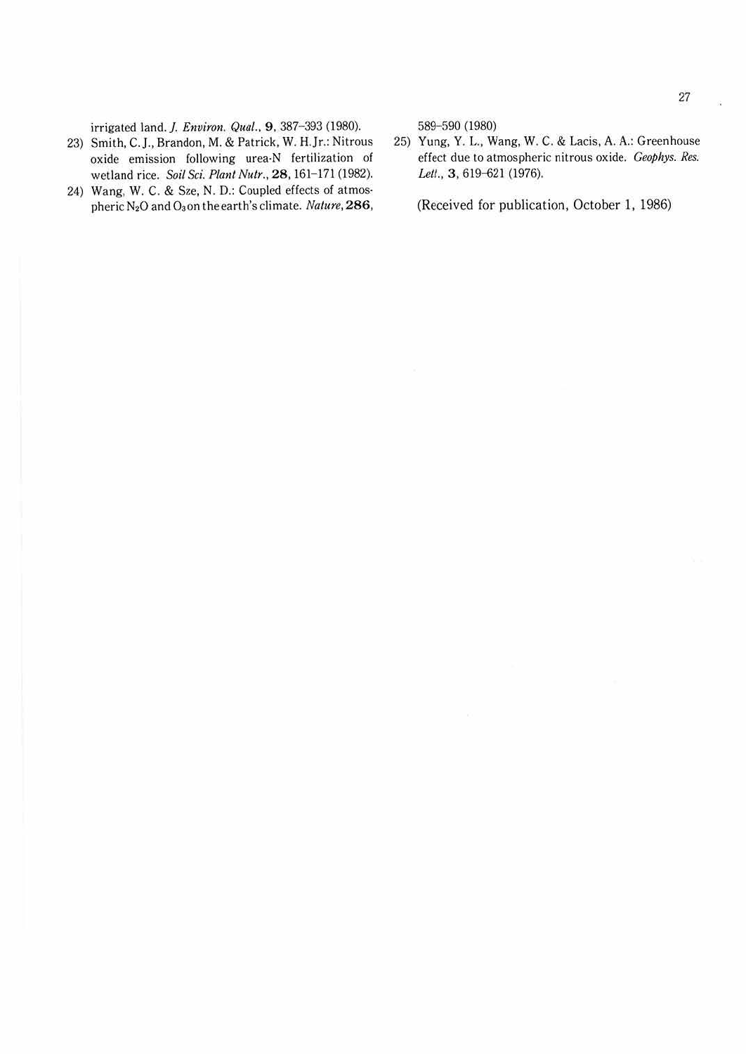irrigated land. *J. Environ. Qual.*, **9**, 387–393 (1980).

23) Smith, C. J., Brandon, M. & Patrick, W. H. Jr.: Nitrous oxide emission following urea-N fertilization of wetland rice. *Soil Sci. Plant Nutr.*, **28**, 161–171 (1982).

24) Wang, W. C. & Sze, N. D.: Coupled effects of atmospheric $N_2O$ and $O_3$ on the earth's climate. *Nature*, **286**, 589–590 (1980)

25) Yung, Y. L., Wang, W. C. & Lacis, A. A.: Greenhouse effect due to atmospheric nitrous oxide. *Geophys. Res. Lett.*, **3**, 619–621 (1976).

(Received for publication, October 1, 1986)